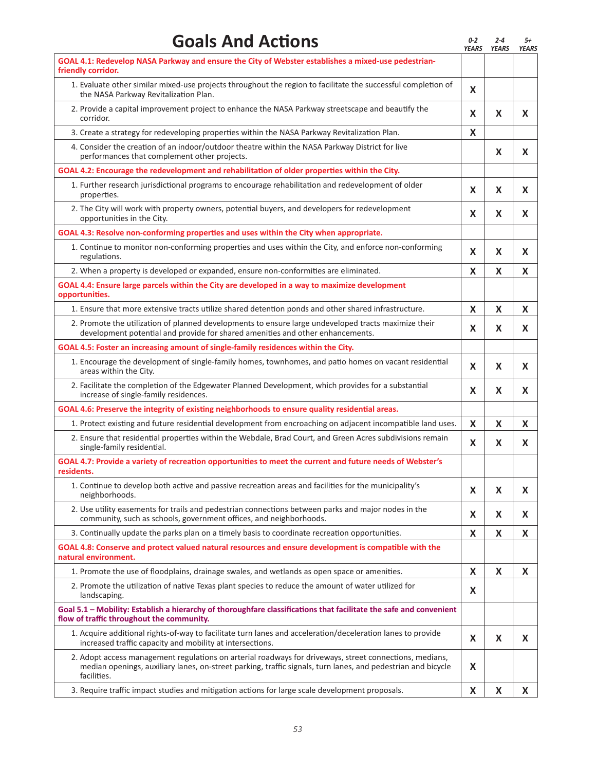# Goals And Actions

| | 0-2 YEARS | 2-4 YEARS | 5+ YEARS |
|---|---|---|---|
| **GOAL 4.1: Redevelop NASA Parkway and ensure the City of Webster establishes a mixed-use pedestrian-friendly corridor.** | | | |
| 1. Evaluate other similar mixed-use projects throughout the region to facilitate the successful completion of the NASA Parkway Revitalization Plan. | X | | |
| 2. Provide a capital improvement project to enhance the NASA Parkway streetscape and beautify the corridor. | X | X | X |
| 3. Create a strategy for redeveloping properties within the NASA Parkway Revitalization Plan. | X | | |
| 4. Consider the creation of an indoor/outdoor theatre within the NASA Parkway District for live performances that complement other projects. | | X | X |
| **GOAL 4.2: Encourage the redevelopment and rehabilitation of older properties within the City.** | | | |
| 1. Further research jurisdictional programs to encourage rehabilitation and redevelopment of older properties. | X | X | X |
| 2. The City will work with property owners, potential buyers, and developers for redevelopment opportunities in the City. | X | X | X |
| **GOAL 4.3: Resolve non-conforming properties and uses within the City when appropriate.** | | | |
| 1. Continue to monitor non-conforming properties and uses within the City, and enforce non-conforming regulations. | X | X | X |
| 2. When a property is developed or expanded, ensure non-conformities are eliminated. | X | X | X |
| **GOAL 4.4: Ensure large parcels within the City are developed in a way to maximize development opportunities.** | | | |
| 1. Ensure that more extensive tracts utilize shared detention ponds and other shared infrastructure. | X | X | X |
| 2. Promote the utilization of planned developments to ensure large undeveloped tracts maximize their development potential and provide for shared amenities and other enhancements. | X | X | X |
| **GOAL 4.5: Foster an increasing amount of single-family residences within the City.** | | | |
| 1. Encourage the development of single-family homes, townhomes, and patio homes on vacant residential areas within the City. | X | X | X |
| 2. Facilitate the completion of the Edgewater Planned Development, which provides for a substantial increase of single-family residences. | X | X | X |
| **GOAL 4.6: Preserve the integrity of existing neighborhoods to ensure quality residential areas.** | | | |
| 1. Protect existing and future residential development from encroaching on adjacent incompatible land uses. | X | X | X |
| 2. Ensure that residential properties within the Webdale, Brad Court, and Green Acres subdivisions remain single-family residential. | X | X | X |
| **GOAL 4.7: Provide a variety of recreation opportunities to meet the current and future needs of Webster's residents.** | | | |
| 1. Continue to develop both active and passive recreation areas and facilities for the municipality's neighborhoods. | X | X | X |
| 2. Use utility easements for trails and pedestrian connections between parks and major nodes in the community, such as schools, government offices, and neighborhoods. | X | X | X |
| 3. Continually update the parks plan on a timely basis to coordinate recreation opportunities. | X | X | X |
| **GOAL 4.8: Conserve and protect valued natural resources and ensure development is compatible with the natural environment.** | | | |
| 1. Promote the use of floodplains, drainage swales, and wetlands as open space or amenities. | X | X | X |
| 2. Promote the utilization of native Texas plant species to reduce the amount of water utilized for landscaping. | X | | |
| **Goal 5.1 – Mobility: Establish a hierarchy of thoroughfare classifications that facilitate the safe and convenient flow of traffic throughout the community.** | | | |
| 1. Acquire additional rights-of-way to facilitate turn lanes and acceleration/deceleration lanes to provide increased traffic capacity and mobility at intersections. | X | X | X |
| 2. Adopt access management regulations on arterial roadways for driveways, street connections, medians, median openings, auxiliary lanes, on-street parking, traffic signals, turn lanes, and pedestrian and bicycle facilities. | X | | |
| 3. Require traffic impact studies and mitigation actions for large scale development proposals. | X | X | X |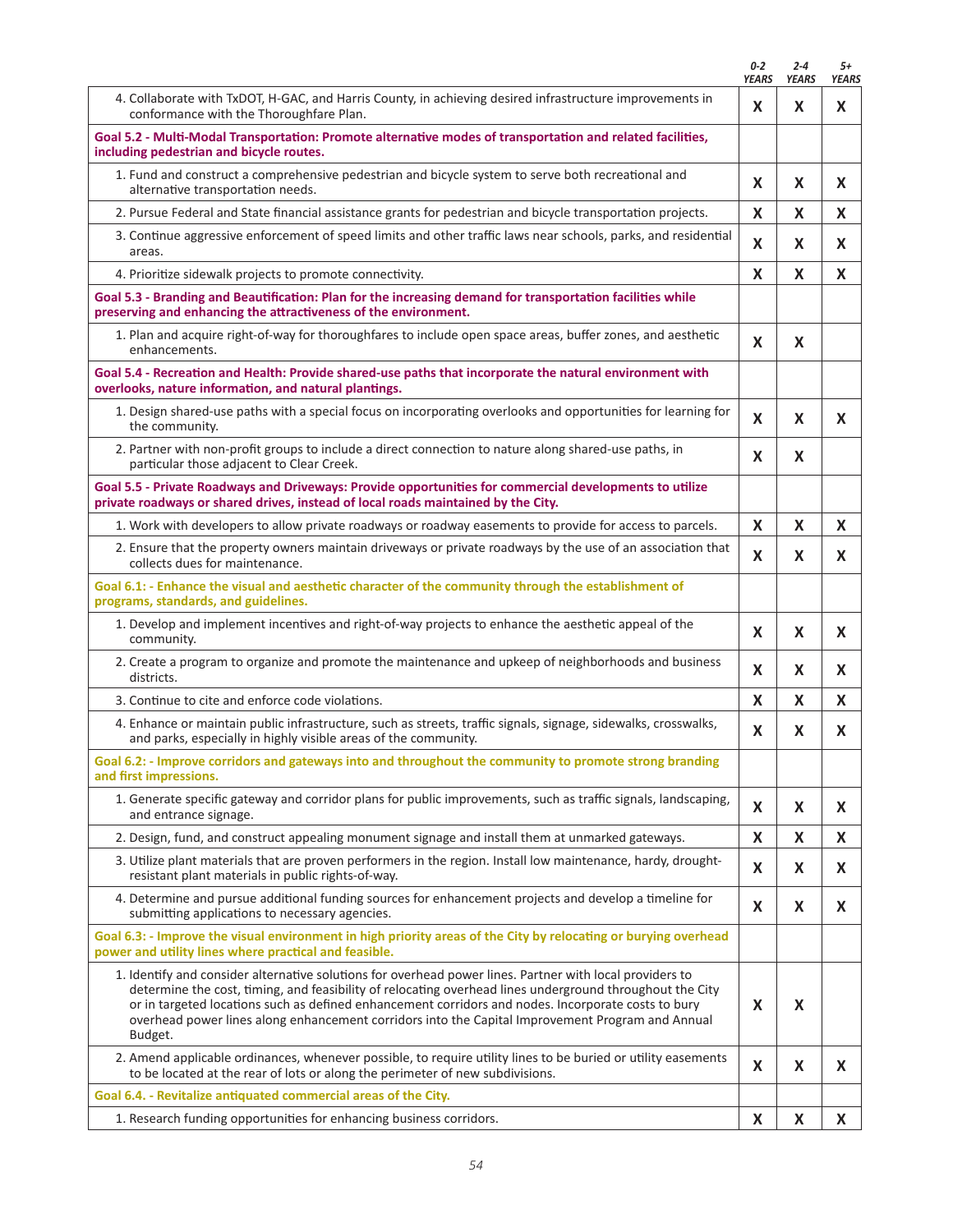| | 0-2 YEARS | 2-4 YEARS | 5+ YEARS |
|---|---|---|---|
| 4. Collaborate with TxDOT, H-GAC, and Harris County, in achieving desired infrastructure improvements in conformance with the Thoroughfare Plan. | X | X | X |
| **Goal 5.2 - Multi-Modal Transportation: Promote alternative modes of transportation and related facilities, including pedestrian and bicycle routes.** | | | |
| 1. Fund and construct a comprehensive pedestrian and bicycle system to serve both recreational and alternative transportation needs. | X | X | X |
| 2. Pursue Federal and State financial assistance grants for pedestrian and bicycle transportation projects. | X | X | X |
| 3. Continue aggressive enforcement of speed limits and other traffic laws near schools, parks, and residential areas. | X | X | X |
| 4. Prioritize sidewalk projects to promote connectivity. | X | X | X |
| **Goal 5.3 - Branding and Beautification: Plan for the increasing demand for transportation facilities while preserving and enhancing the attractiveness of the environment.** | | | |
| 1. Plan and acquire right-of-way for thoroughfares to include open space areas, buffer zones, and aesthetic enhancements. | X | X | |
| **Goal 5.4 - Recreation and Health: Provide shared-use paths that incorporate the natural environment with overlooks, nature information, and natural plantings.** | | | |
| 1. Design shared-use paths with a special focus on incorporating overlooks and opportunities for learning for the community. | X | X | X |
| 2. Partner with non-profit groups to include a direct connection to nature along shared-use paths, in particular those adjacent to Clear Creek. | X | X | |
| **Goal 5.5 - Private Roadways and Driveways: Provide opportunities for commercial developments to utilize private roadways or shared drives, instead of local roads maintained by the City.** | | | |
| 1. Work with developers to allow private roadways or roadway easements to provide for access to parcels. | X | X | X |
| 2. Ensure that the property owners maintain driveways or private roadways by the use of an association that collects dues for maintenance. | X | X | X |
| **Goal 6.1: - Enhance the visual and aesthetic character of the community through the establishment of programs, standards, and guidelines.** | | | |
| 1. Develop and implement incentives and right-of-way projects to enhance the aesthetic appeal of the community. | X | X | X |
| 2. Create a program to organize and promote the maintenance and upkeep of neighborhoods and business districts. | X | X | X |
| 3. Continue to cite and enforce code violations. | X | X | X |
| 4. Enhance or maintain public infrastructure, such as streets, traffic signals, signage, sidewalks, crosswalks, and parks, especially in highly visible areas of the community. | X | X | X |
| **Goal 6.2: - Improve corridors and gateways into and throughout the community to promote strong branding and first impressions.** | | | |
| 1. Generate specific gateway and corridor plans for public improvements, such as traffic signals, landscaping, and entrance signage. | X | X | X |
| 2. Design, fund, and construct appealing monument signage and install them at unmarked gateways. | X | X | X |
| 3. Utilize plant materials that are proven performers in the region. Install low maintenance, hardy, drought-resistant plant materials in public rights-of-way. | X | X | X |
| 4. Determine and pursue additional funding sources for enhancement projects and develop a timeline for submitting applications to necessary agencies. | X | X | X |
| **Goal 6.3: - Improve the visual environment in high priority areas of the City by relocating or burying overhead power and utility lines where practical and feasible.** | | | |
| 1. Identify and consider alternative solutions for overhead power lines. Partner with local providers to determine the cost, timing, and feasibility of relocating overhead lines underground throughout the City or in targeted locations such as defined enhancement corridors and nodes. Incorporate costs to bury overhead power lines along enhancement corridors into the Capital Improvement Program and Annual Budget. | X | X | |
| 2. Amend applicable ordinances, whenever possible, to require utility lines to be buried or utility easements to be located at the rear of lots or along the perimeter of new subdivisions. | X | X | X |
| **Goal 6.4. - Revitalize antiquated commercial areas of the City.** | | | |
| 1. Research funding opportunities for enhancing business corridors. | X | X | X |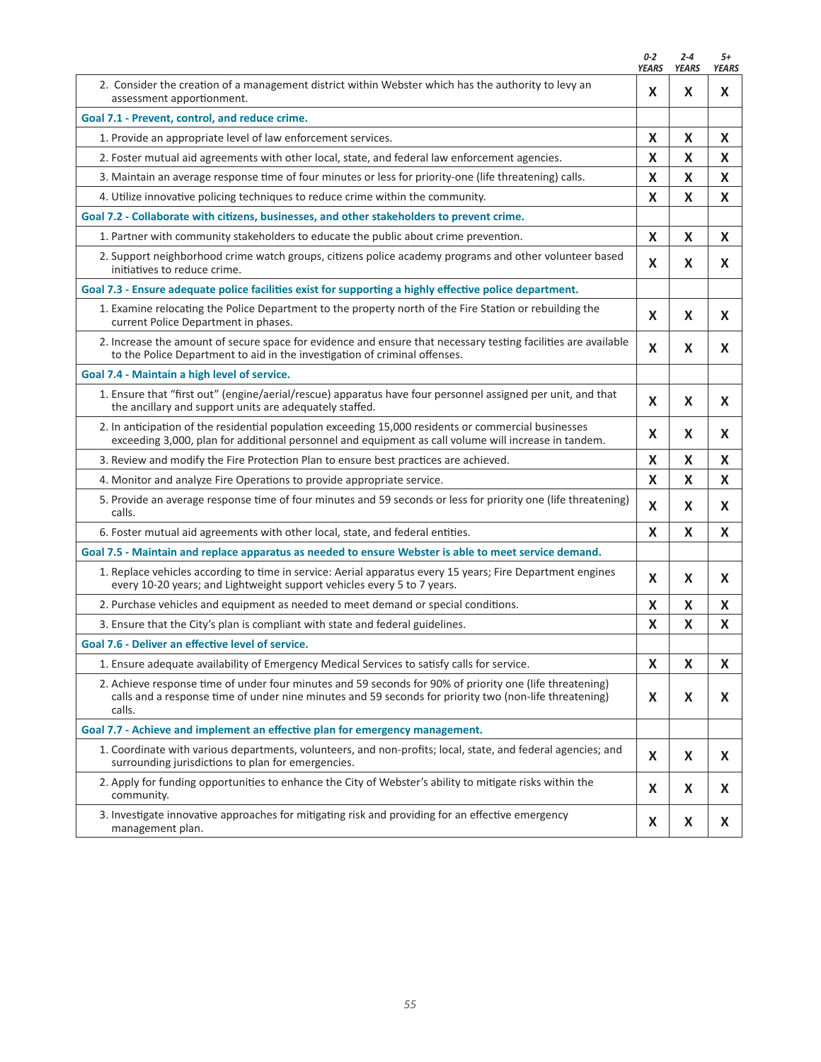| | 0-2 YEARS | 2-4 YEARS | 5+ YEARS |
|---|---|---|---|
| 2. Consider the creation of a management district within Webster which has the authority to levy an assessment apportionment. | X | X | X |
| **Goal 7.1 - Prevent, control, and reduce crime.** | | | |
| 1. Provide an appropriate level of law enforcement services. | X | X | X |
| 2. Foster mutual aid agreements with other local, state, and federal law enforcement agencies. | X | X | X |
| 3. Maintain an average response time of four minutes or less for priority-one (life threatening) calls. | X | X | X |
| 4. Utilize innovative policing techniques to reduce crime within the community. | X | X | X |
| **Goal 7.2 - Collaborate with citizens, businesses, and other stakeholders to prevent crime.** | | | |
| 1. Partner with community stakeholders to educate the public about crime prevention. | X | X | X |
| 2. Support neighborhood crime watch groups, citizens police academy programs and other volunteer based initiatives to reduce crime. | X | X | X |
| **Goal 7.3 - Ensure adequate police facilities exist for supporting a highly effective police department.** | | | |
| 1. Examine relocating the Police Department to the property north of the Fire Station or rebuilding the current Police Department in phases. | X | X | X |
| 2. Increase the amount of secure space for evidence and ensure that necessary testing facilities are available to the Police Department to aid in the investigation of criminal offenses. | X | X | X |
| **Goal 7.4 - Maintain a high level of service.** | | | |
| 1. Ensure that "first out" (engine/aerial/rescue) apparatus have four personnel assigned per unit, and that the ancillary and support units are adequately staffed. | X | X | X |
| 2. In anticipation of the residential population exceeding 15,000 residents or commercial businesses exceeding 3,000, plan for additional personnel and equipment as call volume will increase in tandem. | X | X | X |
| 3. Review and modify the Fire Protection Plan to ensure best practices are achieved. | X | X | X |
| 4. Monitor and analyze Fire Operations to provide appropriate service. | X | X | X |
| 5. Provide an average response time of four minutes and 59 seconds or less for priority one (life threatening) calls. | X | X | X |
| 6. Foster mutual aid agreements with other local, state, and federal entities. | X | X | X |
| **Goal 7.5 - Maintain and replace apparatus as needed to ensure Webster is able to meet service demand.** | | | |
| 1. Replace vehicles according to time in service: Aerial apparatus every 15 years; Fire Department engines every 10-20 years; and Lightweight support vehicles every 5 to 7 years. | X | X | X |
| 2. Purchase vehicles and equipment as needed to meet demand or special conditions. | X | X | X |
| 3. Ensure that the City's plan is compliant with state and federal guidelines. | X | X | X |
| **Goal 7.6 - Deliver an effective level of service.** | | | |
| 1. Ensure adequate availability of Emergency Medical Services to satisfy calls for service. | X | X | X |
| 2. Achieve response time of under four minutes and 59 seconds for 90% of priority one (life threatening) calls and a response time of under nine minutes and 59 seconds for priority two (non-life threatening) calls. | X | X | X |
| **Goal 7.7 - Achieve and implement an effective plan for emergency management.** | | | |
| 1. Coordinate with various departments, volunteers, and non-profits; local, state, and federal agencies; and surrounding jurisdictions to plan for emergencies. | X | X | X |
| 2. Apply for funding opportunities to enhance the City of Webster's ability to mitigate risks within the community. | X | X | X |
| 3. Investigate innovative approaches for mitigating risk and providing for an effective emergency management plan. | X | X | X |